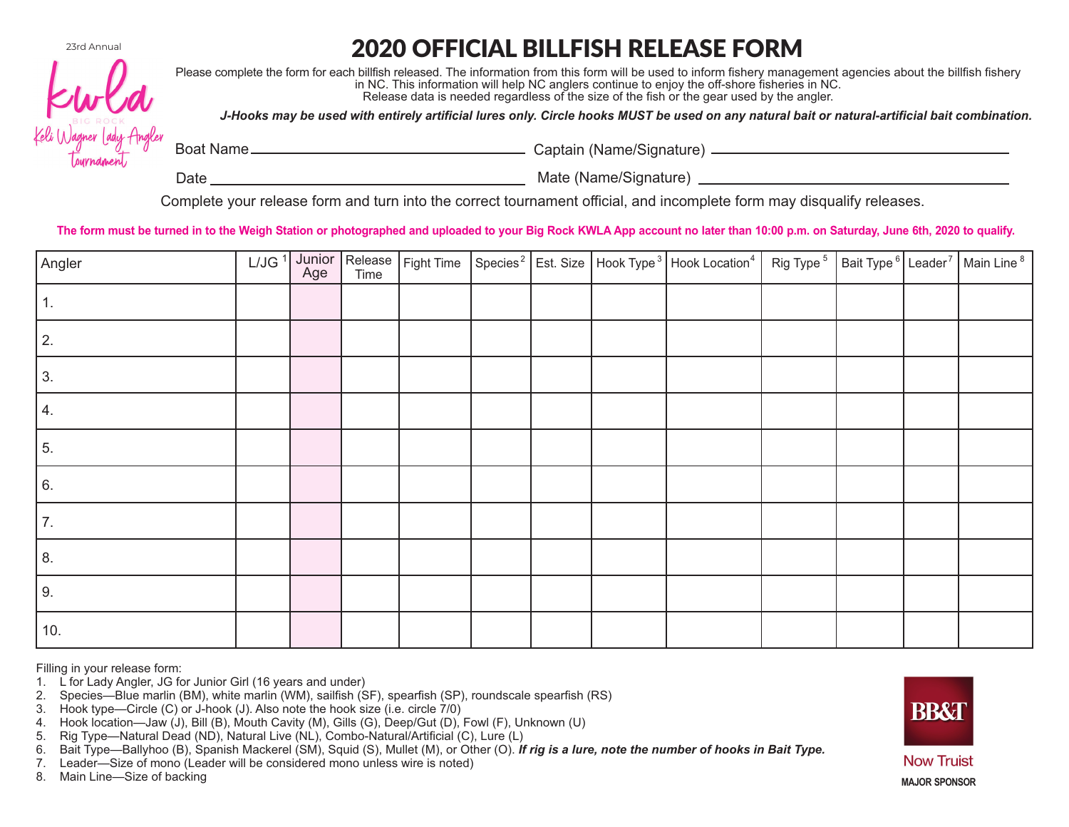23rd Annual

kwla

BIG ROCK

Keli Wagner Lady Angler tournament

# 2020 OFFICIAL BILLFISH RELEASE FORM

Please complete the form for each billfish released. The information from this form will be used to inform fishery management agencies about the billfish fishery in NC. This information will help NC anglers continue to enjoy the off-shore fisheries in NC.
Release data is needed regardless of the size of the fish or the gear used by the angler.

***J-Hooks may be used with entirely artificial lures only. Circle hooks MUST be used on any natural bait or natural-artificial bait combination.***

Boat Name ______________________ Captain (Name/Signature) ______________________

Date ______________________ Mate (Name/Signature) ______________________

Complete your release form and turn into the correct tournament official, and incomplete form may disqualify releases.

**The form must be turned in to the Weigh Station or photographed and uploaded to your Big Rock KWLA App account no later than 10:00 p.m. on Saturday, June 6th, 2020 to qualify.**

| Angler | L/JG [1] | Junior Age | Release Time | Fight Time | Species [2] | Est. Size | Hook Type [3] | Hook Location [4] | Rig Type [5] | Bait Type [6] | Leader [7] | Main Line [8] |
|---|---|---|---|---|---|---|---|---|---|---|---|---|
| 1. | | | | | | | | | | | | |
| 2. | | | | | | | | | | | | |
| 3. | | | | | | | | | | | | |
| 4. | | | | | | | | | | | | |
| 5. | | | | | | | | | | | | |
| 6. | | | | | | | | | | | | |
| 7. | | | | | | | | | | | | |
| 8. | | | | | | | | | | | | |
| 9. | | | | | | | | | | | | |
| 10. | | | | | | | | | | | | |

Filling in your release form:

1. L for Lady Angler, JG for Junior Girl (16 years and under)
2. Species—Blue marlin (BM), white marlin (WM), sailfish (SF), spearfish (SP), roundscale spearfish (RS)
3. Hook type—Circle (C) or J-hook (J). Also note the hook size (i.e. circle 7/0)
4. Hook location—Jaw (J), Bill (B), Mouth Cavity (M), Gills (G), Deep/Gut (D), Fowl (F), Unknown (U)
5. Rig Type—Natural Dead (ND), Natural Live (NL), Combo-Natural/Artificial (C), Lure (L)
6. Bait Type—Ballyhoo (B), Spanish Mackerel (SM), Squid (S), Mullet (M), or Other (O). ***If rig is a lure, note the number of hooks in Bait Type.***
7. Leader—Size of mono (Leader will be considered mono unless wire is noted)
8. Main Line—Size of backing

BB&T

Now Truist

**MAJOR SPONSOR**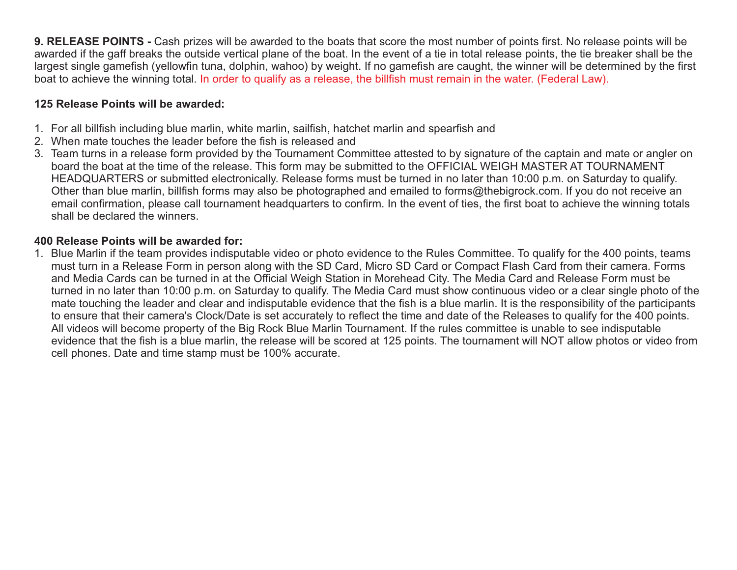**9. RELEASE POINTS -** Cash prizes will be awarded to the boats that score the most number of points first. No release points will be awarded if the gaff breaks the outside vertical plane of the boat. In the event of a tie in total release points, the tie breaker shall be the largest single gamefish (yellowfin tuna, dolphin, wahoo) by weight. If no gamefish are caught, the winner will be determined by the first boat to achieve the winning total. In order to qualify as a release, the billfish must remain in the water. (Federal Law).

**125 Release Points will be awarded:**

1. For all billfish including blue marlin, white marlin, sailfish, hatchet marlin and spearfish and
2. When mate touches the leader before the fish is released and
3. Team turns in a release form provided by the Tournament Committee attested to by signature of the captain and mate or angler on board the boat at the time of the release. This form may be submitted to the OFFICIAL WEIGH MASTER AT TOURNAMENT HEADQUARTERS or submitted electronically. Release forms must be turned in no later than 10:00 p.m. on Saturday to qualify. Other than blue marlin, billfish forms may also be photographed and emailed to forms@thebigrock.com. If you do not receive an email confirmation, please call tournament headquarters to confirm. In the event of ties, the first boat to achieve the winning totals shall be declared the winners.

**400 Release Points will be awarded for:**

1. Blue Marlin if the team provides indisputable video or photo evidence to the Rules Committee. To qualify for the 400 points, teams must turn in a Release Form in person along with the SD Card, Micro SD Card or Compact Flash Card from their camera. Forms and Media Cards can be turned in at the Official Weigh Station in Morehead City. The Media Card and Release Form must be turned in no later than 10:00 p.m. on Saturday to qualify. The Media Card must show continuous video or a clear single photo of the mate touching the leader and clear and indisputable evidence that the fish is a blue marlin. It is the responsibility of the participants to ensure that their camera's Clock/Date is set accurately to reflect the time and date of the Releases to qualify for the 400 points. All videos will become property of the Big Rock Blue Marlin Tournament. If the rules committee is unable to see indisputable evidence that the fish is a blue marlin, the release will be scored at 125 points. The tournament will NOT allow photos or video from cell phones. Date and time stamp must be 100% accurate.